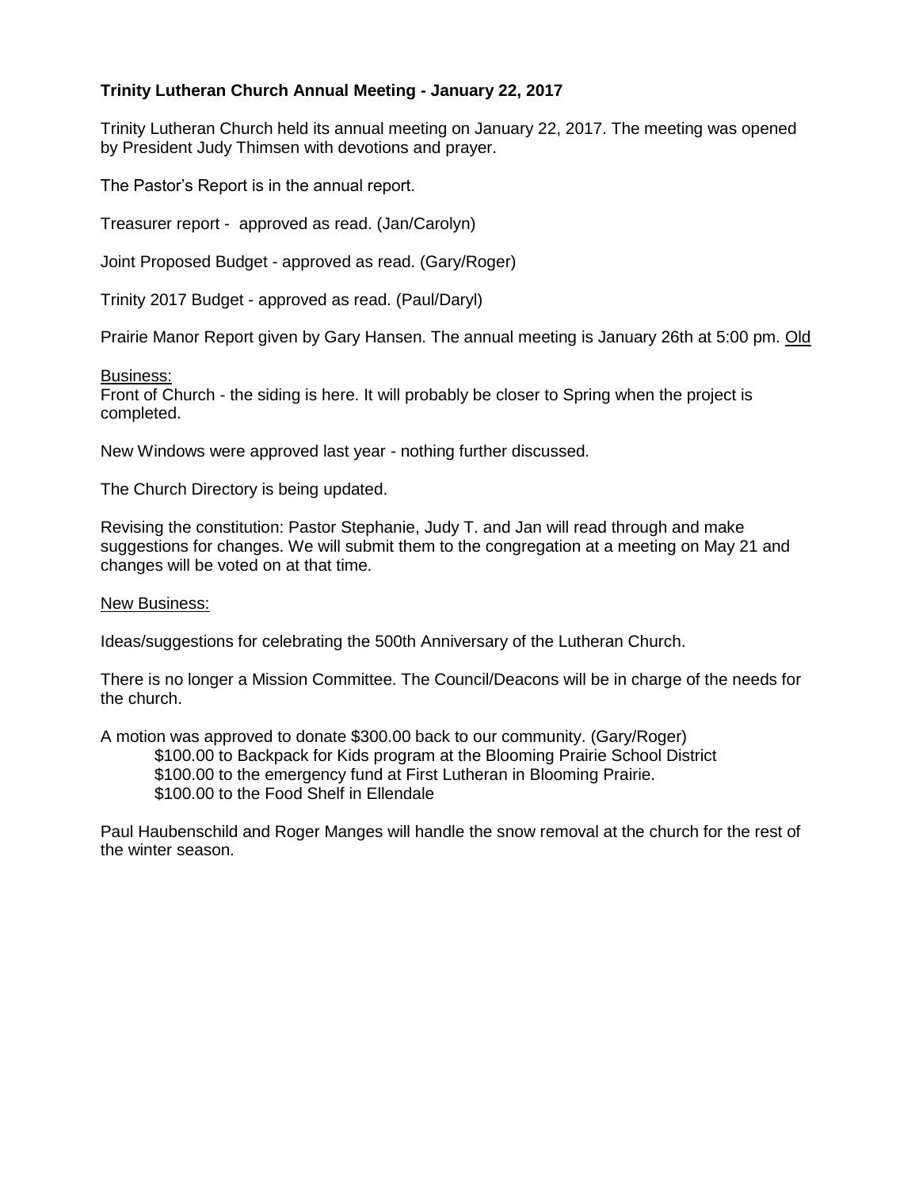**Trinity Lutheran Church Annual Meeting - January 22, 2017**

Trinity Lutheran Church held its annual meeting on January 22, 2017. The meeting was opened by President Judy Thimsen with devotions and prayer.

The Pastor's Report is in the annual report.

Treasurer report - approved as read. (Jan/Carolyn)

Joint Proposed Budget - approved as read. (Gary/Roger)

Trinity 2017 Budget - approved as read. (Paul/Daryl)

Prairie Manor Report given by Gary Hansen. The annual meeting is January 26th at 5:00 pm.

<u>Old Business:</u>

Front of Church - the siding is here. It will probably be closer to Spring when the project is completed.

New Windows were approved last year - nothing further discussed.

The Church Directory is being updated.

Revising the constitution: Pastor Stephanie, Judy T. and Jan will read through and make suggestions for changes. We will submit them to the congregation at a meeting on May 21 and changes will be voted on at that time.

<u>New Business:</u>

Ideas/suggestions for celebrating the 500th Anniversary of the Lutheran Church.

There is no longer a Mission Committee. The Council/Deacons will be in charge of the needs for the church.

A motion was approved to donate $300.00 back to our community. (Gary/Roger)

- $100.00 to Backpack for Kids program at the Blooming Prairie School District
- $100.00 to the emergency fund at First Lutheran in Blooming Prairie.
- $100.00 to the Food Shelf in Ellendale

Paul Haubenschild and Roger Manges will handle the snow removal at the church for the rest of the winter season.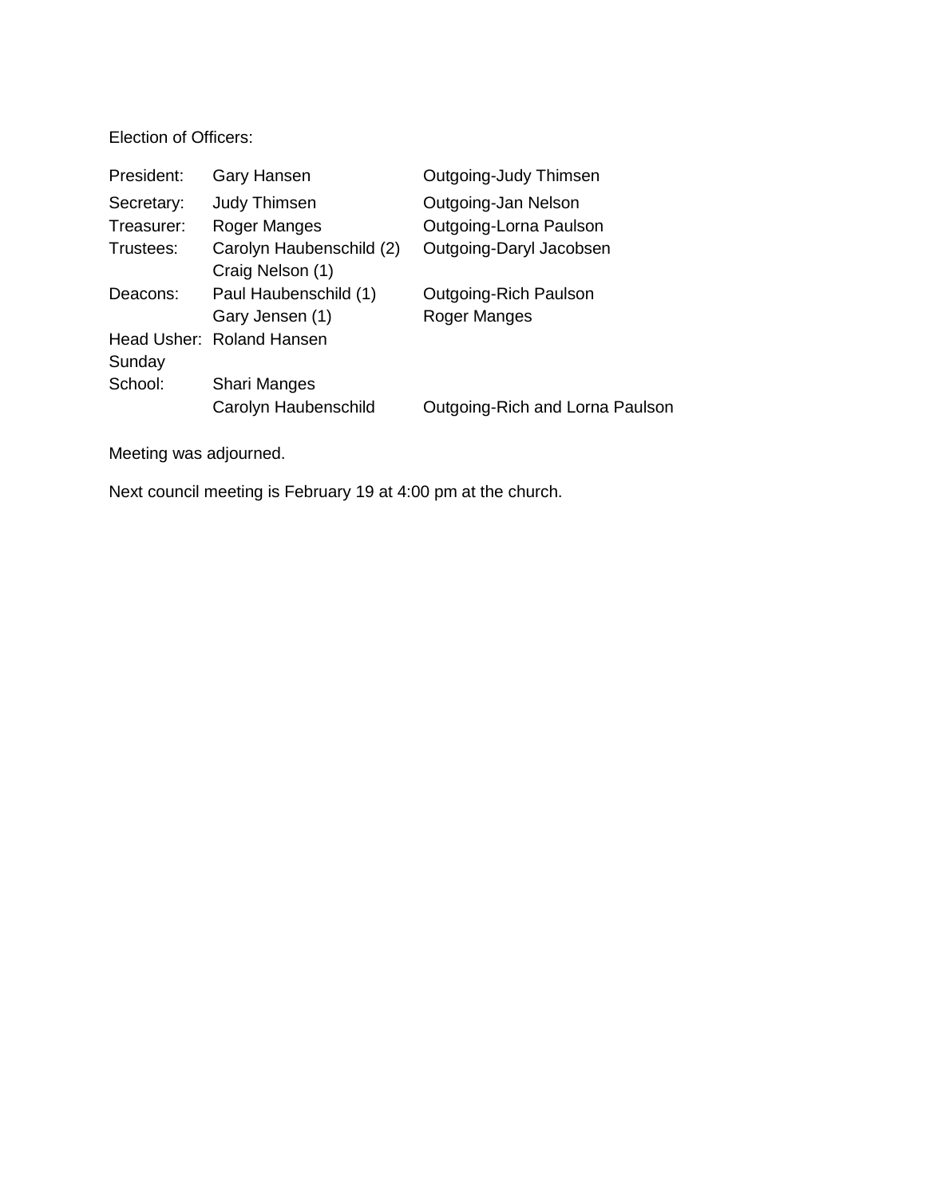Election of Officers:

| | | |
|---|---|---|
| President: | Gary Hansen | Outgoing-Judy Thimsen |
| Secretary: | Judy Thimsen | Outgoing-Jan Nelson |
| Treasurer: | Roger Manges | Outgoing-Lorna Paulson |
| Trustees: | Carolyn Haubenschild (2) | Outgoing-Daryl Jacobsen |
| | Craig Nelson (1) | |
| Deacons: | Paul Haubenschild (1) | Outgoing-Rich Paulson |
| | Gary Jensen (1) | Roger Manges |
| Head Usher: | Roland Hansen | |
| Sunday School: | Shari Manges | |
| | Carolyn Haubenschild | Outgoing-Rich and Lorna Paulson |

Meeting was adjourned.

Next council meeting is February 19 at 4:00 pm at the church.